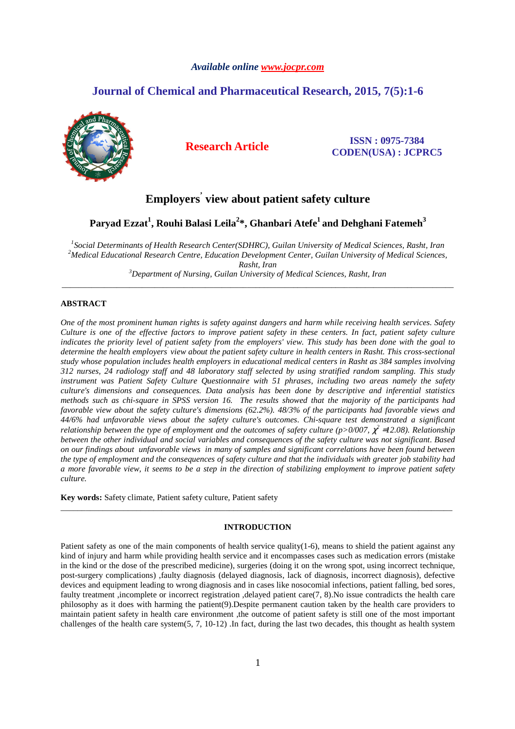Available online www.jocpr.com

# Journal of Chemical and Pharmaceutical Research, 2015, 7(5):1-6

**Research Article**

**ISSN : 0975-7384**
**CODEN(USA) : JCPRC5**

# Employers' view about patient safety culture

**Paryad Ezzat[1], Rouhi Balasi Leila[2]*, Ghanbari Atefe[1] and Dehghani Fatemeh[3]**

*[1]Social Determinants of Health Research Center(SDHRC), Guilan University of Medical Sciences, Rasht, Iran*
*[2]Medical Educational Research Centre, Education Development Center, Guilan University of Medical Sciences, Rasht, Iran*
*[3]Department of Nursing, Guilan University of Medical Sciences, Rasht, Iran*

---

## ABSTRACT

*One of the most prominent human rights is safety against dangers and harm while receiving health services. Safety Culture is one of the effective factors to improve patient safety in these centers. In fact, patient safety culture indicates the priority level of patient safety from the employers' view. This study has been done with the goal to determine the health employers' view about the patient safety culture in health centers in Rasht. This cross-sectional study whose population includes health employers in educational medical centers in Rasht as 384 samples involving 312 nurses, 24 radiology staff and 48 laboratory staff selected by using stratified random sampling. This study instrument was Patient Safety Culture Questionnaire with 51 phrases, including two areas namely the safety culture's dimensions and consequences. Data analysis has been done by descriptive and inferential statistics methods such as chi-square in SPSS version 16. The results showed that the majority of the participants had favorable view about the safety culture's dimensions (62.2%). 48/3% of the participants had favorable views and 44/6% had unfavorable views about the safety culture's outcomes. Chi-square test demonstrated a significant relationship between the type of employment and the outcomes of safety culture ($p>0/007$, $\chi^2=12.08$). Relationship between the other individual and social variables and consequences of the safety culture was not significant. Based on our findings about unfavorable views in many of samples and significant correlations have been found between the type of employment and the consequences of safety culture and that the individuals with greater job stability had a more favorable view, it seems to be a step in the direction of stabilizing employment to improve patient safety culture.*

**Key words:** Safety climate, Patient safety culture, Patient safety

---

## INTRODUCTION

Patient safety as one of the main components of health service quality(1-6), means to shield the patient against any kind of injury and harm while providing health service and it encompasses cases such as medication errors (mistake in the kind or the dose of the prescribed medicine), surgeries (doing it on the wrong spot, using incorrect technique, post-surgery complications) ,faulty diagnosis (delayed diagnosis, lack of diagnosis, incorrect diagnosis), defective devices and equipment leading to wrong diagnosis and in cases like nosocomial infections, patient falling, bed sores, faulty treatment ,incomplete or incorrect registration ,delayed patient care(7, 8).No issue contradicts the health care philosophy as it does with harming the patient(9).Despite permanent caution taken by the health care providers to maintain patient safety in health care environment ,the outcome of patient safety is still one of the most important challenges of the health care system(5, 7, 10-12) .In fact, during the last two decades, this thought as health system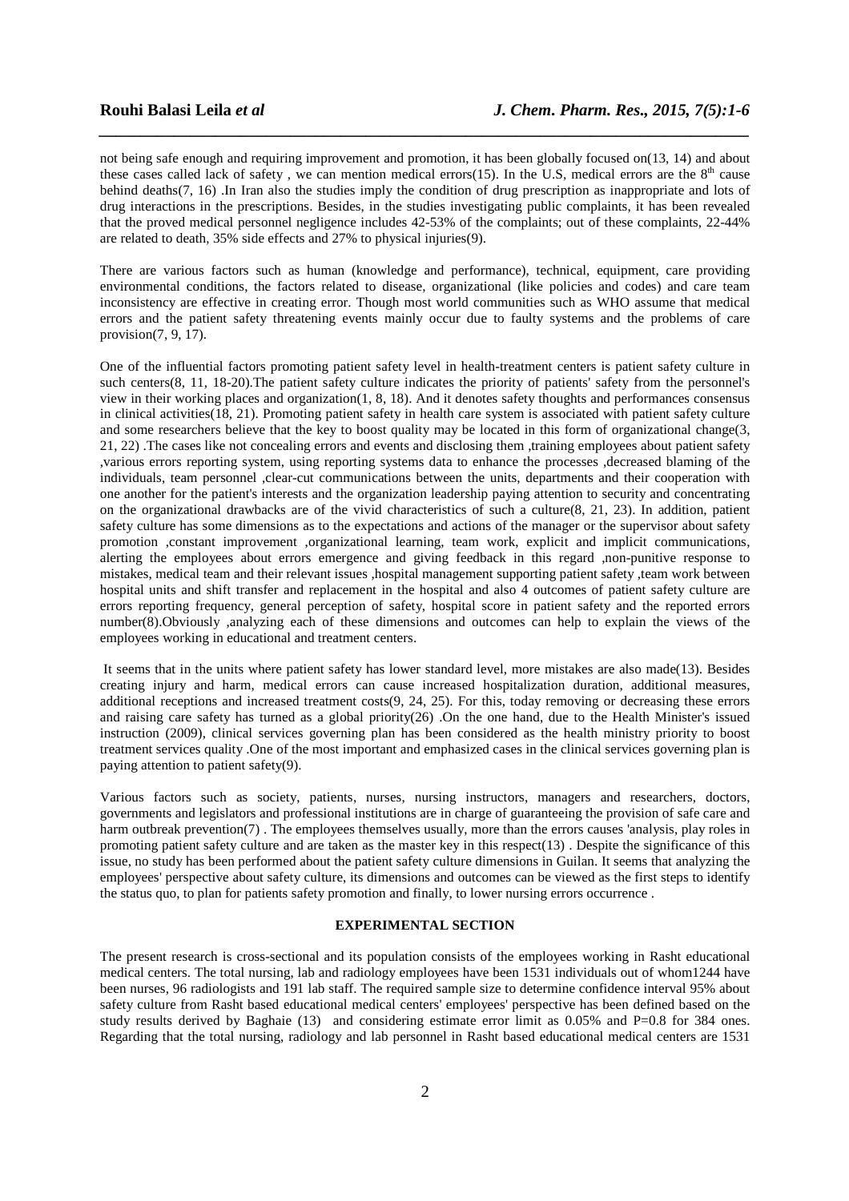not being safe enough and requiring improvement and promotion, it has been globally focused on(13, 14) and about these cases called lack of safety , we can mention medical errors(15). In the U.S, medical errors are the 8th cause behind deaths(7, 16) .In Iran also the studies imply the condition of drug prescription as inappropriate and lots of drug interactions in the prescriptions. Besides, in the studies investigating public complaints, it has been revealed that the proved medical personnel negligence includes 42-53% of the complaints; out of these complaints, 22-44% are related to death, 35% side effects and 27% to physical injuries(9).

There are various factors such as human (knowledge and performance), technical, equipment, care providing environmental conditions, the factors related to disease, organizational (like policies and codes) and care team inconsistency are effective in creating error. Though most world communities such as WHO assume that medical errors and the patient safety threatening events mainly occur due to faulty systems and the problems of care provision(7, 9, 17).

One of the influential factors promoting patient safety level in health-treatment centers is patient safety culture in such centers(8, 11, 18-20).The patient safety culture indicates the priority of patients' safety from the personnel's view in their working places and organization(1, 8, 18). And it denotes safety thoughts and performances consensus in clinical activities(18, 21). Promoting patient safety in health care system is associated with patient safety culture and some researchers believe that the key to boost quality may be located in this form of organizational change(3, 21, 22) .The cases like not concealing errors and events and disclosing them ,training employees about patient safety ,various errors reporting system, using reporting systems data to enhance the processes ,decreased blaming of the individuals, team personnel ,clear-cut communications between the units, departments and their cooperation with one another for the patient's interests and the organization leadership paying attention to security and concentrating on the organizational drawbacks are of the vivid characteristics of such a culture(8, 21, 23). In addition, patient safety culture has some dimensions as to the expectations and actions of the manager or the supervisor about safety promotion ,constant improvement ,organizational learning, team work, explicit and implicit communications, alerting the employees about errors emergence and giving feedback in this regard ,non-punitive response to mistakes, medical team and their relevant issues ,hospital management supporting patient safety ,team work between hospital units and shift transfer and replacement in the hospital and also 4 outcomes of patient safety culture are errors reporting frequency, general perception of safety, hospital score in patient safety and the reported errors number(8).Obviously ,analyzing each of these dimensions and outcomes can help to explain the views of the employees working in educational and treatment centers.

It seems that in the units where patient safety has lower standard level, more mistakes are also made(13). Besides creating injury and harm, medical errors can cause increased hospitalization duration, additional measures, additional receptions and increased treatment costs(9, 24, 25). For this, today removing or decreasing these errors and raising care safety has turned as a global priority(26) .On the one hand, due to the Health Minister's issued instruction (2009), clinical services governing plan has been considered as the health ministry priority to boost treatment services quality .One of the most important and emphasized cases in the clinical services governing plan is paying attention to patient safety(9).

Various factors such as society, patients, nurses, nursing instructors, managers and researchers, doctors, governments and legislators and professional institutions are in charge of guaranteeing the provision of safe care and harm outbreak prevention(7) . The employees themselves usually, more than the errors causes 'analysis, play roles in promoting patient safety culture and are taken as the master key in this respect(13) . Despite the significance of this issue, no study has been performed about the patient safety culture dimensions in Guilan. It seems that analyzing the employees' perspective about safety culture, its dimensions and outcomes can be viewed as the first steps to identify the status quo, to plan for patients safety promotion and finally, to lower nursing errors occurrence .

## EXPERIMENTAL SECTION

The present research is cross-sectional and its population consists of the employees working in Rasht educational medical centers. The total nursing, lab and radiology employees have been 1531 individuals out of whom1244 have been nurses, 96 radiologists and 191 lab staff. The required sample size to determine confidence interval 95% about safety culture from Rasht based educational medical centers' employees' perspective has been defined based on the study results derived by Baghaie (13) and considering estimate error limit as 0.05% and P=0.8 for 384 ones. Regarding that the total nursing, radiology and lab personnel in Rasht based educational medical centers are 1531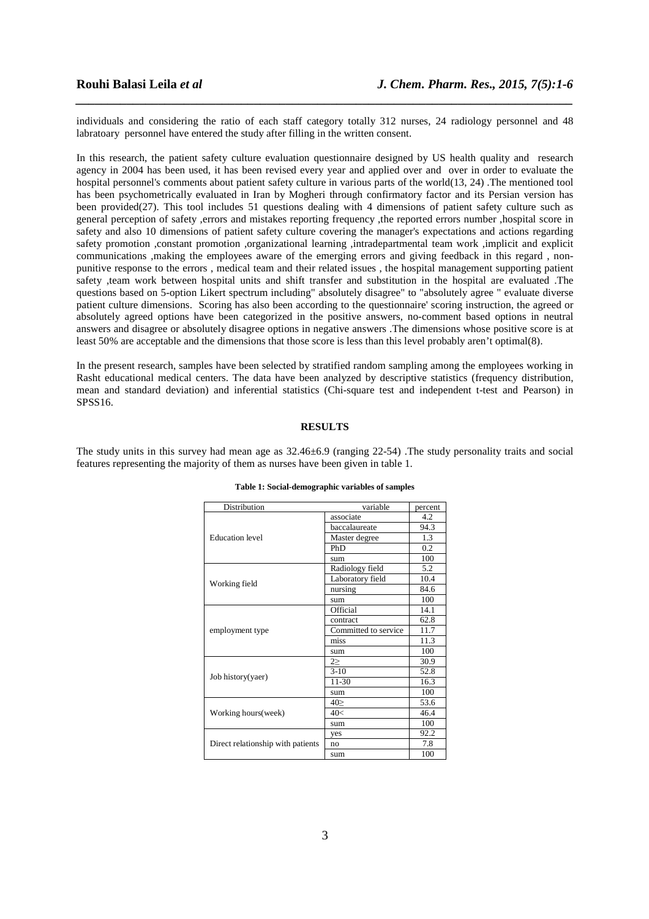individuals and considering the ratio of each staff category totally 312 nurses, 24 radiology personnel and 48 labratoary personnel have entered the study after filling in the written consent.

In this research, the patient safety culture evaluation questionnaire designed by US health quality and research agency in 2004 has been used, it has been revised every year and applied over and over in order to evaluate the hospital personnel's comments about patient safety culture in various parts of the world(13, 24) .The mentioned tool has been psychometrically evaluated in Iran by Mogheri through confirmatory factor and its Persian version has been provided(27). This tool includes 51 questions dealing with 4 dimensions of patient safety culture such as general perception of safety ,errors and mistakes reporting frequency ,the reported errors number ,hospital score in safety and also 10 dimensions of patient safety culture covering the manager's expectations and actions regarding safety promotion ,constant promotion ,organizational learning ,intradepartmental team work ,implicit and explicit communications ,making the employees aware of the emerging errors and giving feedback in this regard , non-punitive response to the errors , medical team and their related issues , the hospital management supporting patient safety ,team work between hospital units and shift transfer and substitution in the hospital are evaluated .The questions based on 5-option Likert spectrum including" absolutely disagree" to "absolutely agree " evaluate diverse patient culture dimensions. Scoring has also been according to the questionnaire' scoring instruction, the agreed or absolutely agreed options have been categorized in the positive answers, no-comment based options in neutral answers and disagree or absolutely disagree options in negative answers .The dimensions whose positive score is at least 50% are acceptable and the dimensions that those score is less than this level probably aren't optimal(8).

In the present research, samples have been selected by stratified random sampling among the employees working in Rasht educational medical centers. The data have been analyzed by descriptive statistics (frequency distribution, mean and standard deviation) and inferential statistics (Chi-square test and independent t-test and Pearson) in SPSS16.

## RESULTS

The study units in this survey had mean age as 32.46±6.9 (ranging 22-54) .The study personality traits and social features representing the majority of them as nurses have been given in table 1.

**Table 1: Social-demographic variables of samples**

| Distribution | variable | percent |
|---|---|---|
| Education level | associate | 4.2 |
| | baccalaureate | 94.3 |
| | Master degree | 1.3 |
| | PhD | 0.2 |
| | sum | 100 |
| Working field | Radiology field | 5.2 |
| | Laboratory field | 10.4 |
| | nursing | 84.6 |
| | sum | 100 |
| employment type | Official | 14.1 |
| | contract | 62.8 |
| | Committed to service | 11.7 |
| | miss | 11.3 |
| | sum | 100 |
| Job history(yaer) | 2≥ | 30.9 |
| | 3-10 | 52.8 |
| | 11-30 | 16.3 |
| | sum | 100 |
| Working hours(week) | 40≥ | 53.6 |
| | 40< | 46.4 |
| | sum | 100 |
| Direct relationship with patients | yes | 92.2 |
| | no | 7.8 |
| | sum | 100 |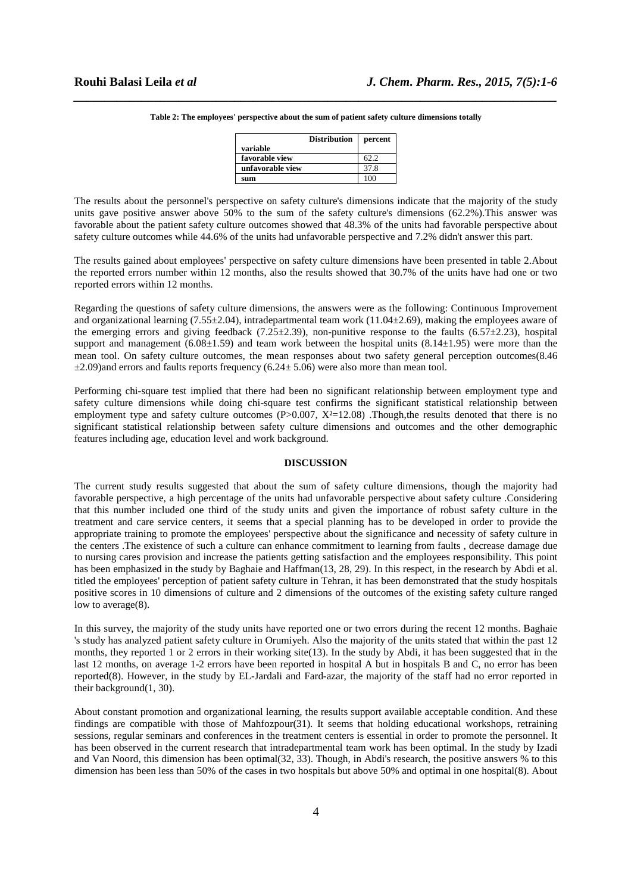**Table 2: The employees' perspective about the sum of patient safety culture dimensions totally**

| Distribution variable | percent |
|---|---|
| favorable view | 62.2 |
| unfavorable view | 37.8 |
| sum | 100 |

The results about the personnel's perspective on safety culture's dimensions indicate that the majority of the study units gave positive answer above 50% to the sum of the safety culture's dimensions (62.2%).This answer was favorable about the patient safety culture outcomes showed that 48.3% of the units had favorable perspective about safety culture outcomes while 44.6% of the units had unfavorable perspective and 7.2% didn't answer this part.

The results gained about employees' perspective on safety culture dimensions have been presented in table 2.About the reported errors number within 12 months, also the results showed that 30.7% of the units have had one or two reported errors within 12 months.

Regarding the questions of safety culture dimensions, the answers were as the following: Continuous Improvement and organizational learning (7.55±2.04), intradepartmental team work (11.04±2.69), making the employees aware of the emerging errors and giving feedback (7.25±2.39), non-punitive response to the faults (6.57±2.23), hospital support and management (6.08±1.59) and team work between the hospital units (8.14±1.95) were more than the mean tool. On safety culture outcomes, the mean responses about two safety general perception outcomes(8.46 ±2.09)and errors and faults reports frequency (6.24± 5.06) were also more than mean tool.

Performing chi-square test implied that there had been no significant relationship between employment type and safety culture dimensions while doing chi-square test confirms the significant statistical relationship between employment type and safety culture outcomes ($P>0.007$, $X^2=12.08$) .Though,the results denoted that there is no significant statistical relationship between safety culture dimensions and outcomes and the other demographic features including age, education level and work background.

## DISCUSSION

The current study results suggested that about the sum of safety culture dimensions, though the majority had favorable perspective, a high percentage of the units had unfavorable perspective about safety culture .Considering that this number included one third of the study units and given the importance of robust safety culture in the treatment and care service centers, it seems that a special planning has to be developed in order to provide the appropriate training to promote the employees' perspective about the significance and necessity of safety culture in the centers .The existence of such a culture can enhance commitment to learning from faults , decrease damage due to nursing cares provision and increase the patients getting satisfaction and the employees responsibility. This point has been emphasized in the study by Baghaie and Haffman(13, 28, 29). In this respect, in the research by Abdi et al. titled the employees' perception of patient safety culture in Tehran, it has been demonstrated that the study hospitals positive scores in 10 dimensions of culture and 2 dimensions of the outcomes of the existing safety culture ranged low to average(8).

In this survey, the majority of the study units have reported one or two errors during the recent 12 months. Baghaie 's study has analyzed patient safety culture in Orumiyeh. Also the majority of the units stated that within the past 12 months, they reported 1 or 2 errors in their working site(13). In the study by Abdi, it has been suggested that in the last 12 months, on average 1-2 errors have been reported in hospital A but in hospitals B and C, no error has been reported(8). However, in the study by EL-Jardali and Fard-azar, the majority of the staff had no error reported in their background(1, 30).

About constant promotion and organizational learning, the results support available acceptable condition. And these findings are compatible with those of Mahfozpour(31). It seems that holding educational workshops, retraining sessions, regular seminars and conferences in the treatment centers is essential in order to promote the personnel. It has been observed in the current research that intradepartmental team work has been optimal. In the study by Izadi and Van Noord, this dimension has been optimal(32, 33). Though, in Abdi's research, the positive answers % to this dimension has been less than 50% of the cases in two hospitals but above 50% and optimal in one hospital(8). About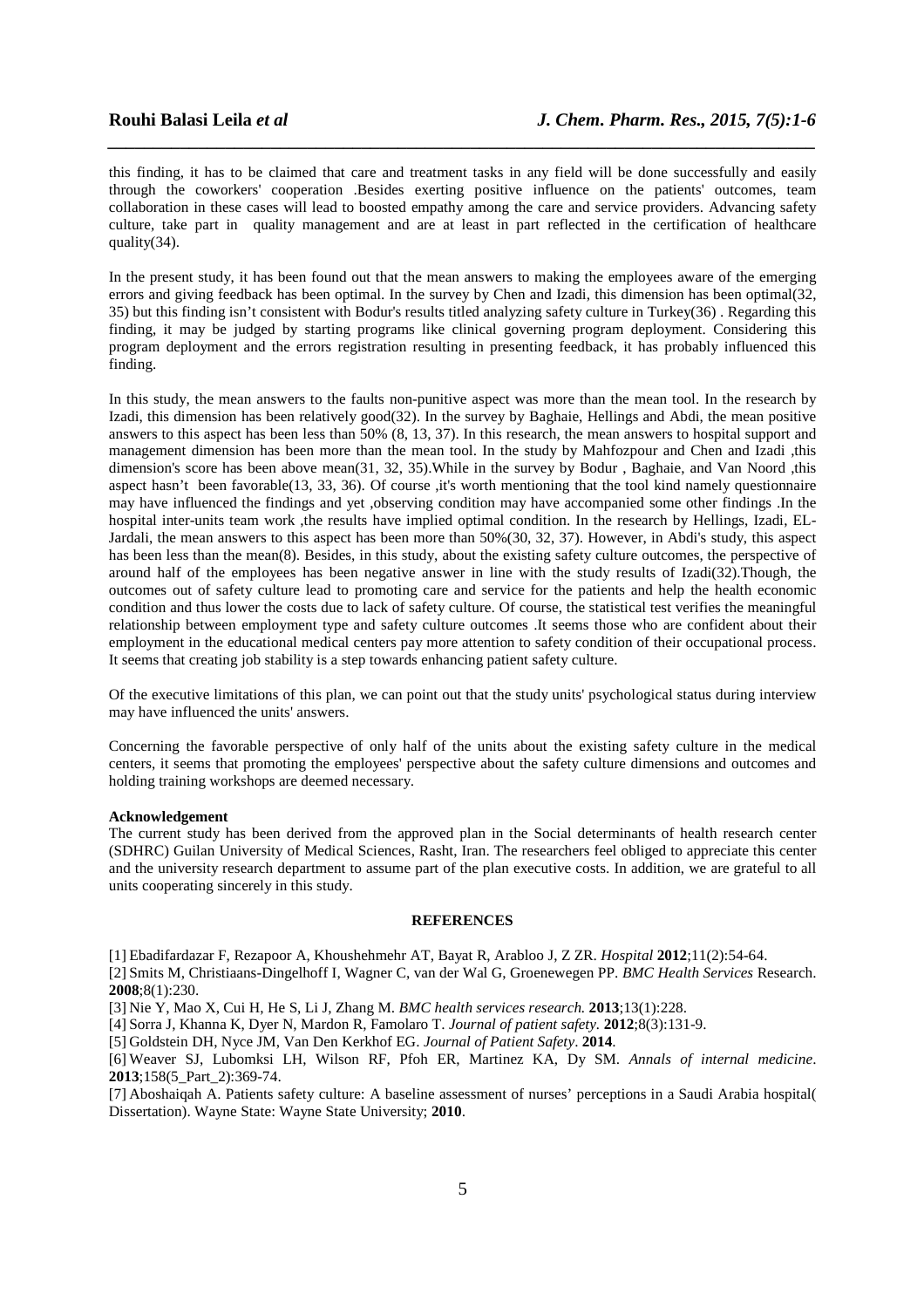this finding, it has to be claimed that care and treatment tasks in any field will be done successfully and easily through the coworkers' cooperation .Besides exerting positive influence on the patients' outcomes, team collaboration in these cases will lead to boosted empathy among the care and service providers. Advancing safety culture, take part in quality management and are at least in part reflected in the certification of healthcare quality(34).

In the present study, it has been found out that the mean answers to making the employees aware of the emerging errors and giving feedback has been optimal. In the survey by Chen and Izadi, this dimension has been optimal(32, 35) but this finding isn't consistent with Bodur's results titled analyzing safety culture in Turkey(36) . Regarding this finding, it may be judged by starting programs like clinical governing program deployment. Considering this program deployment and the errors registration resulting in presenting feedback, it has probably influenced this finding.

In this study, the mean answers to the faults non-punitive aspect was more than the mean tool. In the research by Izadi, this dimension has been relatively good(32). In the survey by Baghaie, Hellings and Abdi, the mean positive answers to this aspect has been less than 50% (8, 13, 37). In this research, the mean answers to hospital support and management dimension has been more than the mean tool. In the study by Mahfozpour and Chen and Izadi ,this dimension's score has been above mean(31, 32, 35).While in the survey by Bodur , Baghaie, and Van Noord ,this aspect hasn't been favorable(13, 33, 36). Of course ,it's worth mentioning that the tool kind namely questionnaire may have influenced the findings and yet ,observing condition may have accompanied some other findings .In the hospital inter-units team work ,the results have implied optimal condition. In the research by Hellings, Izadi, EL-Jardali, the mean answers to this aspect has been more than 50%(30, 32, 37). However, in Abdi's study, this aspect has been less than the mean(8). Besides, in this study, about the existing safety culture outcomes, the perspective of around half of the employees has been negative answer in line with the study results of Izadi(32).Though, the outcomes out of safety culture lead to promoting care and service for the patients and help the health economic condition and thus lower the costs due to lack of safety culture. Of course, the statistical test verifies the meaningful relationship between employment type and safety culture outcomes .It seems those who are confident about their employment in the educational medical centers pay more attention to safety condition of their occupational process. It seems that creating job stability is a step towards enhancing patient safety culture.

Of the executive limitations of this plan, we can point out that the study units' psychological status during interview may have influenced the units' answers.

Concerning the favorable perspective of only half of the units about the existing safety culture in the medical centers, it seems that promoting the employees' perspective about the safety culture dimensions and outcomes and holding training workshops are deemed necessary.

#### Acknowledgement

The current study has been derived from the approved plan in the Social determinants of health research center (SDHRC) Guilan University of Medical Sciences, Rasht, Iran. The researchers feel obliged to appreciate this center and the university research department to assume part of the plan executive costs. In addition, we are grateful to all units cooperating sincerely in this study.

## REFERENCES

[1] Ebadifardazar F, Rezapoor A, Khoushehmehr AT, Bayat R, Arabloo J, Z ZR. *Hospital* **2012**;11(2):54-64.

[2] Smits M, Christiaans-Dingelhoff I, Wagner C, van der Wal G, Groenewegen PP. *BMC Health Services* Research. **2008**;8(1):230.

[3] Nie Y, Mao X, Cui H, He S, Li J, Zhang M. *BMC health services research.* **2013**;13(1):228.

[4] Sorra J, Khanna K, Dyer N, Mardon R, Famolaro T. *Journal of patient safety.* **2012**;8(3):131-9.

[5] Goldstein DH, Nyce JM, Van Den Kerkhof EG. *Journal of Patient Safety*. **2014**.

[6] Weaver SJ, Lubomksi LH, Wilson RF, Pfoh ER, Martinez KA, Dy SM. *Annals of internal medicine*. **2013**;158(5_Part_2):369-74.

[7] Aboshaiqah A. Patients safety culture: A baseline assessment of nurses' perceptions in a Saudi Arabia hospital( Dissertation). Wayne State: Wayne State University; **2010**.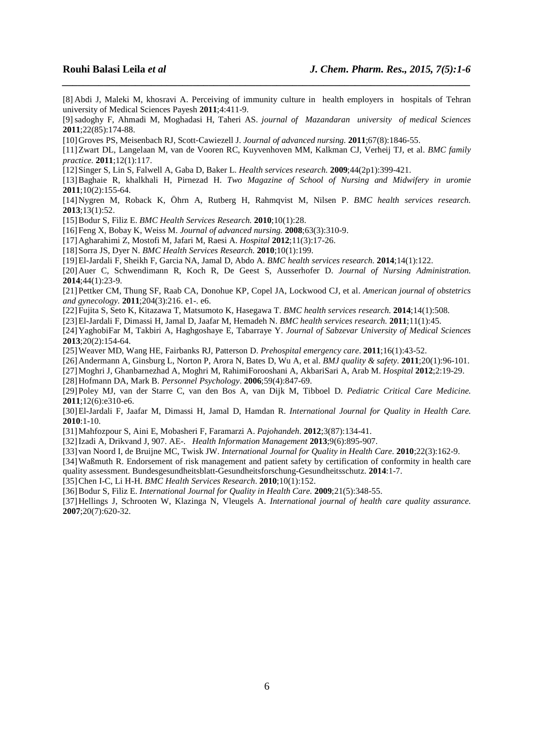[8] Abdi J, Maleki M, khosravi A. Perceiving of immunity culture in health employers in hospitals of Tehran university of Medical Sciences Payesh **2011**;4:411-9.

[9] sadoghy F, Ahmadi M, Moghadasi H, Taheri AS. *journal of Mazandaran university of medical Sciences* **2011**;22(85):174-88.

[10] Groves PS, Meisenbach RJ, Scott-Cawiezell J. *Journal of advanced nursing.* **2011**;67(8):1846-55.

[11] Zwart DL, Langelaan M, van de Vooren RC, Kuyvenhoven MM, Kalkman CJ, Verheij TJ, et al. *BMC family practice.* **2011**;12(1):117.

[12] Singer S, Lin S, Falwell A, Gaba D, Baker L. *Health services research.* **2009**;44(2p1):399-421.

[13] Baghaie R, khalkhali H, Pirnezad H. *Two Magazine of School of Nursing and Midwifery in uromie* **2011**;10(2):155-64.

[14] Nygren M, Roback K, Öhrn A, Rutberg H, Rahmqvist M, Nilsen P. *BMC health services research.* **2013**;13(1):52.

[15] Bodur S, Filiz E. *BMC Health Services Research.* **2010**;10(1):28.

[16] Feng X, Bobay K, Weiss M. *Journal of advanced nursing.* **2008**;63(3):310-9.

[17] Agharahimi Z, Mostofi M, Jafari M, Raesi A. *Hospital* **2012**;11(3):17-26.

[18] Sorra JS, Dyer N. *BMC Health Services Research.* **2010**;10(1):199.

[19] El-Jardali F, Sheikh F, Garcia NA, Jamal D, Abdo A. *BMC health services research.* **2014**;14(1):122.

[20] Auer C, Schwendimann R, Koch R, De Geest S, Ausserhofer D. *Journal of Nursing Administration.* **2014**;44(1):23-9.

[21] Pettker CM, Thung SF, Raab CA, Donohue KP, Copel JA, Lockwood CJ, et al. *American journal of obstetrics and gynecology.* **2011**;204(3):216. e1-. e6.

[22] Fujita S, Seto K, Kitazawa T, Matsumoto K, Hasegawa T. *BMC health services research.* **2014**;14(1):508.

[23] El-Jardali F, Dimassi H, Jamal D, Jaafar M, Hemadeh N. *BMC health services research.* **2011**;11(1):45.

[24] YaghobiFar M, Takbiri A, Haghgoshaye E, Tabarraye Y. *Journal of Sabzevar University of Medical Sciences* **2013**;20(2):154-64.

[25] Weaver MD, Wang HE, Fairbanks RJ, Patterson D. *Prehospital emergency care*. **2011**;16(1):43-52.

[26] Andermann A, Ginsburg L, Norton P, Arora N, Bates D, Wu A, et al. *BMJ quality & safety.* **2011**;20(1):96-101.

[27] Moghri J, Ghanbarnezhad A, Moghri M, RahimiForooshani A, AkbariSari A, Arab M. *Hospital* **2012**;2:19-29.

[28] Hofmann DA, Mark B. *Personnel Psychology*. **2006**;59(4):847-69.

[29] Poley MJ, van der Starre C, van den Bos A, van Dijk M, Tibboel D. *Pediatric Critical Care Medicine.* **2011**;12(6):e310-e6.

[30] El-Jardali F, Jaafar M, Dimassi H, Jamal D, Hamdan R. *International Journal for Quality in Health Care.* **2010**:1-10.

[31] Mahfozpour S, Aini E, Mobasheri F, Faramarzi A. *Pajohandeh*. **2012**;3(87):134-41.

[32] Izadi A, Drikvand J, 907. AE-. *Health Information Management* **2013**;9(6):895-907.

[33] van Noord I, de Bruijne MC, Twisk JW. *International Journal for Quality in Health Care*. **2010**;22(3):162-9.

[34] Waßmuth R. Endorsement of risk management and patient safety by certification of conformity in health care quality assessment. Bundesgesundheitsblatt-Gesundheitsforschung-Gesundheitsschutz. **2014**:1-7.

[35] Chen I-C, Li H-H. *BMC Health Services Research*. **2010**;10(1):152.

[36] Bodur S, Filiz E. *International Journal for Quality in Health Care.* **2009**;21(5):348-55.

[37] Hellings J, Schrooten W, Klazinga N, Vleugels A. *International journal of health care quality assurance.* **2007**;20(7):620-32.